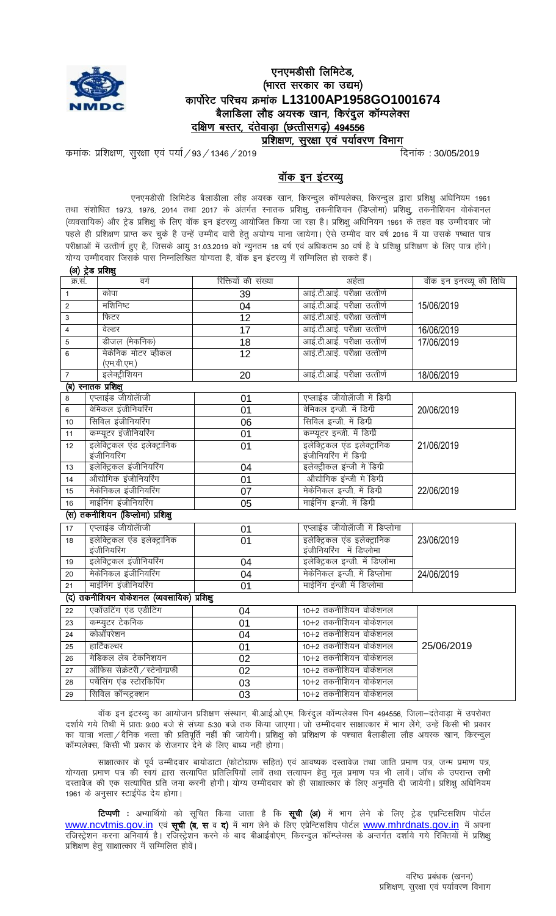# एनएमडीसी लिमिटेड,
## (भारत सरकार का उद्यम)
## कार्पोरेट परिचय क्रमांक L13100AP1958GO1001674
## बैलाडिला लौह अयस्क खान, किरंदुल कॉम्पलेक्स
## दक्षिण बस्तर, दंतेवाड़ा (छत्तीसगढ़) 494556
## प्रशिक्षण, सुरक्षा एवं पर्यावरण विभाग

क्रमांकः प्रशिक्षण, सुरक्षा एवं पर्या/93/1346/2019 दिनांक : 30/05/2019

## वॉक इन इंटरव्यु

एनएमडीसी लिमिटेड बैलाडीला लौह अयस्क खान, किरन्दुल कॉम्पलेक्स, किरन्दुल द्वारा प्रशिक्षु अधिनियम 1961 तथा संशोधित 1973, 1976, 2014 तथा 2017 के अंतर्गत स्नातक प्रशिक्षु, तकनीशियन (डिप्लोमा) प्रशिक्षु, तकनीशियन वोकेशनल (व्यवसायिक) और ट्रेड प्रशिक्षु के लिए वॉक इन इंटरव्यु आयोजित किया जा रहा है। प्रशिक्षु अधिनियम 1961 के तहत वह उम्मीदवार जो पहले ही प्रशिक्षण प्राप्त कर चुके है उन्हें उम्मीद वारी हेतु अयोग्य माना जायेगा। ऐसे उम्मीद वार वर्ष 2016 में या उसके पश्चात पात्र परीक्षाओं में उत्तीर्ण हुए है, जिसके आयु 31.03.2019 को न्युनतम 18 वर्ष एवं अधिकतम 30 वर्ष है वे प्रशिक्षु प्रशिक्षण के लिए पात्र होंगे। योग्य उम्मीदवार जिसके पास निम्नलिखित योग्यता है, वॉक इन इंटरव्यु में सम्मिलित हो सकते हैं।

| क्र.सं. | वर्ग | रिक्तियों की संख्या | अर्हता | वॉक इन इनरव्यू की तिथि |
|---|---|---|---|---|
| **(अ) ट्रेड प्रशिक्षु** | | | | |
| 1 | कोपा | 39 | आई.टी.आई. परीक्षा उत्तीर्ण | 15/06/2019 |
| 2 | मशिनिष्ट | 04 | आई.टी.आई. परीक्षा उत्तीर्ण | |
| 3 | फिटर | 12 | आई.टी.आई. परीक्षा उत्तीर्ण | |
| 4 | वेल्डर | 17 | आई.टी.आई. परीक्षा उत्तीर्ण | 16/06/2019 |
| 5 | डीजल (मेकनिक) | 18 | आई.टी.आई. परीक्षा उत्तीर्ण | 17/06/2019 |
| 6 | मेकेनिक मोटर व्हीकल (एम.वी.एम.) | 12 | आई.टी.आई. परीक्षा उत्तीर्ण | |
| 7 | इलेक्ट्रीशियन | 20 | आई.टी.आई. परीक्षा उत्तीर्ण | 18/06/2019 |
| **(ब) स्नातक प्रशिक्षु** | | | | |
| 8 | एप्लाईड जीयोलॉजी | 01 | एप्लाईड जीयोलॉजी में डिग्री | 20/06/2019 |
| 6 | केमिकल इंजीनियरिंग | 01 | केमिकल इन्जी. में डिग्री | |
| 10 | सिविल इंजीनियरिंग | 06 | सिविल इन्जी. में डिग्री | |
| 11 | कम्प्यूटर इंजीनियरिंग | 01 | कम्प्यूटर इन्जी. में डिग्री | 21/06/2019 |
| 12 | इलेक्ट्रिकल एंड इलेक्ट्रानिक इंजीनियरिंग | 01 | इलेक्ट्रिकल एंड इलेक्ट्रानिक इंजीनियरिंग में डिग्री | |
| 13 | इलेक्ट्रिकल इंजीनियरिंग | 04 | इलेक्ट्रीकल इन्जी मे डिग्री | |
| 14 | औद्योगिक इंजीनियरिंग | 01 | औद्योगिक इन्जी मे डिग्री | 22/06/2019 |
| 15 | मेकेनिकल इंजीनियरिंग | 07 | मेकेनिकल इन्जी. में डिग्री | |
| 16 | माईनिंग इंजीनियरिंग | 05 | माईनिंग इन्जी. में डिग्री | |
| **(स) तकनीशियन (डिप्लोमा) प्रशिक्षु** | | | | |
| 17 | एप्लाईड जीयोलॉजी | 01 | एप्लाईड जीयोलॉजी में डिप्लोमा | 23/06/2019 |
| 18 | इलेक्ट्रिकल एंड इलेक्ट्रानिक इंजीनियरिंग | 01 | इलेक्ट्रिकल एंड इलेक्ट्रानिक इंजीनियरिंग में डिप्लोमा | |
| 19 | इलेक्ट्रिकल इंजीनियरिंग | 04 | इलेक्ट्रिकल इन्जी. में डिप्लोमा | |
| 20 | मेकेनिकल इंजीनियरिंग | 04 | मेकेनिकल इन्जी. में डिप्लोमा | 24/06/2019 |
| 21 | माईनिंग इंजीनियरिंग | 01 | माईनिंग इन्जी में डिप्लोमा | |
| **(द) तकनीशियन वोकेशनल (व्यवसायिक) प्रशिक्षु** | | | | |
| 22 | एकॉउटिंग एंड एडीटिंग | 04 | 10+2 तकनीशियन वोकेशनल | 25/06/2019 |
| 23 | कम्प्युटर टेकनिक | 01 | 10+2 तकनीशियन वोकेशनल | |
| 24 | कोऑपरेशन | 04 | 10+2 तकनीशियन वोकेशनल | |
| 25 | हार्टिकल्चर | 01 | 10+2 तकनीशियन वोकेशनल | |
| 26 | मेडिकल लेब टेकनिशयन | 02 | 10+2 तकनीशियन वोकेशनल | |
| 27 | ऑफिस सेक्रेटरी/स्टेनोग्राफी | 02 | 10+2 तकनीशियन वोकेशनल | |
| 28 | पर्चेसिंग एंड स्टोरकिपिंग | 03 | 10+2 तकनीशियन वोकेशनल | |
| 29 | सिविल कॉन्स्ट्रक्शन | 03 | 10+2 तकनीशियन वोकेशनल | |

वॉक इन इंटरव्यु का आयोजन प्रशिक्षण संस्थान, बी.आई.ओ.एम. किरंदुल कॉम्पलेक्स पिन 494556, जिला–दंतेवाड़ा में उपरोक्त दर्शाये गये तिथी में प्रातः 9:00 बजे से संध्या 5:30 बजे तक किया जाएगा। जो उम्मीदवार साक्षात्कार में भाग लेंगे, उन्हें किसी भी प्रकार का यात्रा भत्ता/दैनिक भत्ता की प्रतिपूर्ति नहीं की जायेगी। प्रशिक्षु को प्रशिक्षण के पश्चात बैलाडीला लौह अयस्क खान, किरन्दुल कॉम्पलेक्स, किसी भी प्रकार के रोजगार देने के लिए बाध्य नही होगा।

साक्षात्कार के पूर्व उम्मीदवार बायोडाटा (फोटोग्राफ सहित) एवं आवश्यक दस्तावेज तथा जाति प्रमाण पत्र, जन्म प्रमाण पत्र, योग्यता प्रमाण पत्र की स्वयं द्वारा सत्यापित प्रतिलिपियॉ लावें तथा सत्यापन हेतु मूल प्रमाण पत्र भी लावें। जॉच के उपरान्त सभी दस्तावेज की एक सत्यापित प्रति जमा करनी होगी। योग्य उम्मीदवार को ही साक्षात्कार के लिए अनुमति दी जायेगी। प्रशिक्षु अधिनियम 1961 के अनुसार स्टाईपेंड देय होगा।

**टिप्पणी :** अभ्यार्थियो को सूचित किया जाता है कि **सूची (अ)** में भाग लेने के लिए ट्रेड एप्रन्टिसशिप पोर्टल www.ncvtmis.gov.in एवं **सूची (ब, स** व **द)** में भाग लेने के लिए एप्रेन्टिसशिप पोर्टल www.mhrdnats.gov.in में अपना रजिस्ट्रेशन करना अनिवार्य है। रजिस्ट्रेशन करने के बाद बीआईवोएम, किरन्दुल कॉम्पलेक्स के अन्तर्गत दर्शाये गये रिक्तियों में प्रशिक्षु प्रशिक्षण हेतु साक्षात्कार में सम्मिलित होवें।

वरिष्ठ प्रबंधक (खनन)
प्रशिक्षण, सुरक्षा एवं पर्यावरण विभाग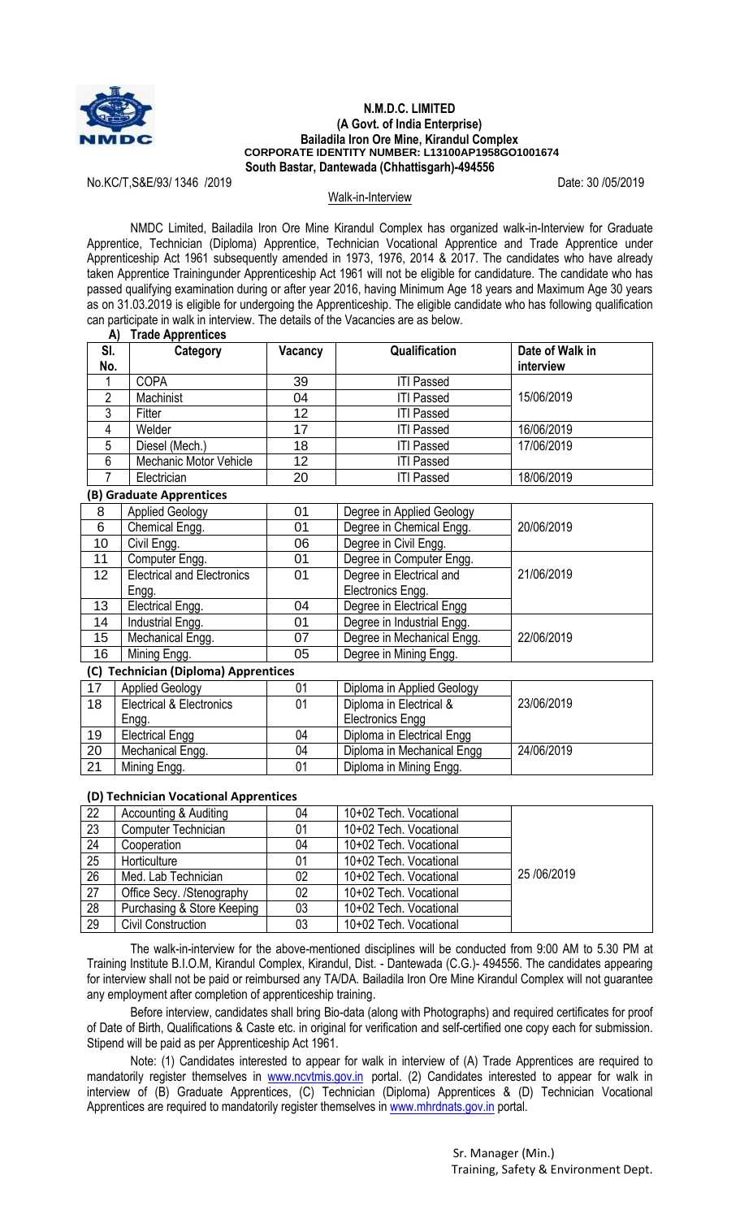**N.M.D.C. LIMITED**
**(A Govt. of India Enterprise)**
**Bailadila Iron Ore Mine, Kirandul Complex**
**CORPORATE IDENTITY NUMBER: L13100AP1958GO1001674**
**South Bastar, Dantewada (Chhattisgarh)-494556**

No.KC/T,S&E/93/ 1346 /2019 Date: 30 /05/2019

Walk-in-Interview

NMDC Limited, Bailadila Iron Ore Mine Kirandul Complex has organized walk-in-Interview for Graduate Apprentice, Technician (Diploma) Apprentice, Technician Vocational Apprentice and Trade Apprentice under Apprenticeship Act 1961 subsequently amended in 1973, 1976, 2014 & 2017. The candidates who have already taken Apprentice Trainingunder Apprenticeship Act 1961 will not be eligible for candidature. The candidate who has passed qualifying examination during or after year 2016, having Minimum Age 18 years and Maximum Age 30 years as on 31.03.2019 is eligible for undergoing the Apprenticeship. The eligible candidate who has following qualification can participate in walk in interview. The details of the Vacancies are as below.

**A) Trade Apprentices**

| Sl. No. | Category | Vacancy | Qualification | Date of Walk in interview |
|---|---|---|---|---|
| 1 | COPA | 39 | ITI Passed | 15/06/2019 |
| 2 | Machinist | 04 | ITI Passed | |
| 3 | Fitter | 12 | ITI Passed | |
| 4 | Welder | 17 | ITI Passed | 16/06/2019 |
| 5 | Diesel (Mech.) | 18 | ITI Passed | 17/06/2019 |
| 6 | Mechanic Motor Vehicle | 12 | ITI Passed | 18/06/2019 |
| 7 | Electrician | 20 | ITI Passed | |
| **(B) Graduate Apprentices** | | | | |
| 8 | Applied Geology | 01 | Degree in Applied Geology | 20/06/2019 |
| 6 | Chemical Engg. | 01 | Degree in Chemical Engg. | |
| 10 | Civil Engg. | 06 | Degree in Civil Engg. | |
| 11 | Computer Engg. | 01 | Degree in Computer Engg. | 21/06/2019 |
| 12 | Electrical and Electronics Engg. | 01 | Degree in Electrical and Electronics Engg. | |
| 13 | Electrical Engg. | 04 | Degree in Electrical Engg | |
| 14 | Industrial Engg. | 01 | Degree in Industrial Engg. | 22/06/2019 |
| 15 | Mechanical Engg. | 07 | Degree in Mechanical Engg. | |
| 16 | Mining Engg. | 05 | Degree in Mining Engg. | |
| **(C) Technician (Diploma) Apprentices** | | | | |
| 17 | Applied Geology | 01 | Diploma in Applied Geology | 23/06/2019 |
| 18 | Electrical & Electronics Engg. | 01 | Diploma in Electrical & Electronics Engg | |
| 19 | Electrical Engg | 04 | Diploma in Electrical Engg | |
| 20 | Mechanical Engg. | 04 | Diploma in Mechanical Engg | 24/06/2019 |
| 21 | Mining Engg. | 01 | Diploma in Mining Engg. | |

**(D) Technician Vocational Apprentices**

| | | | | |
|---|---|---|---|---|
| 22 | Accounting & Auditing | 04 | 10+02 Tech. Vocational | 25 /06/2019 |
| 23 | Computer Technician | 01 | 10+02 Tech. Vocational | |
| 24 | Cooperation | 04 | 10+02 Tech. Vocational | |
| 25 | Horticulture | 01 | 10+02 Tech. Vocational | |
| 26 | Med. Lab Technician | 02 | 10+02 Tech. Vocational | |
| 27 | Office Secy. /Stenography | 02 | 10+02 Tech. Vocational | |
| 28 | Purchasing & Store Keeping | 03 | 10+02 Tech. Vocational | |
| 29 | Civil Construction | 03 | 10+02 Tech. Vocational | |

The walk-in-interview for the above-mentioned disciplines will be conducted from 9:00 AM to 5.30 PM at Training Institute B.I.O.M, Kirandul Complex, Kirandul, Dist. - Dantewada (C.G.)- 494556. The candidates appearing for interview shall not be paid or reimbursed any TA/DA. Bailadila Iron Ore Mine Kirandul Complex will not guarantee any employment after completion of apprenticeship training.

Before interview, candidates shall bring Bio-data (along with Photographs) and required certificates for proof of Date of Birth, Qualifications & Caste etc. in original for verification and self-certified one copy each for submission. Stipend will be paid as per Apprenticeship Act 1961.

Note: (1) Candidates interested to appear for walk in interview of (A) Trade Apprentices are required to mandatorily register themselves in www.ncvtmis.gov.in portal. (2) Candidates interested to appear for walk in interview of (B) Graduate Apprentices, (C) Technician (Diploma) Apprentices & (D) Technician Vocational Apprentices are required to mandatorily register themselves in www.mhrdnats.gov.in portal.

Sr. Manager (Min.)
Training, Safety & Environment Dept.